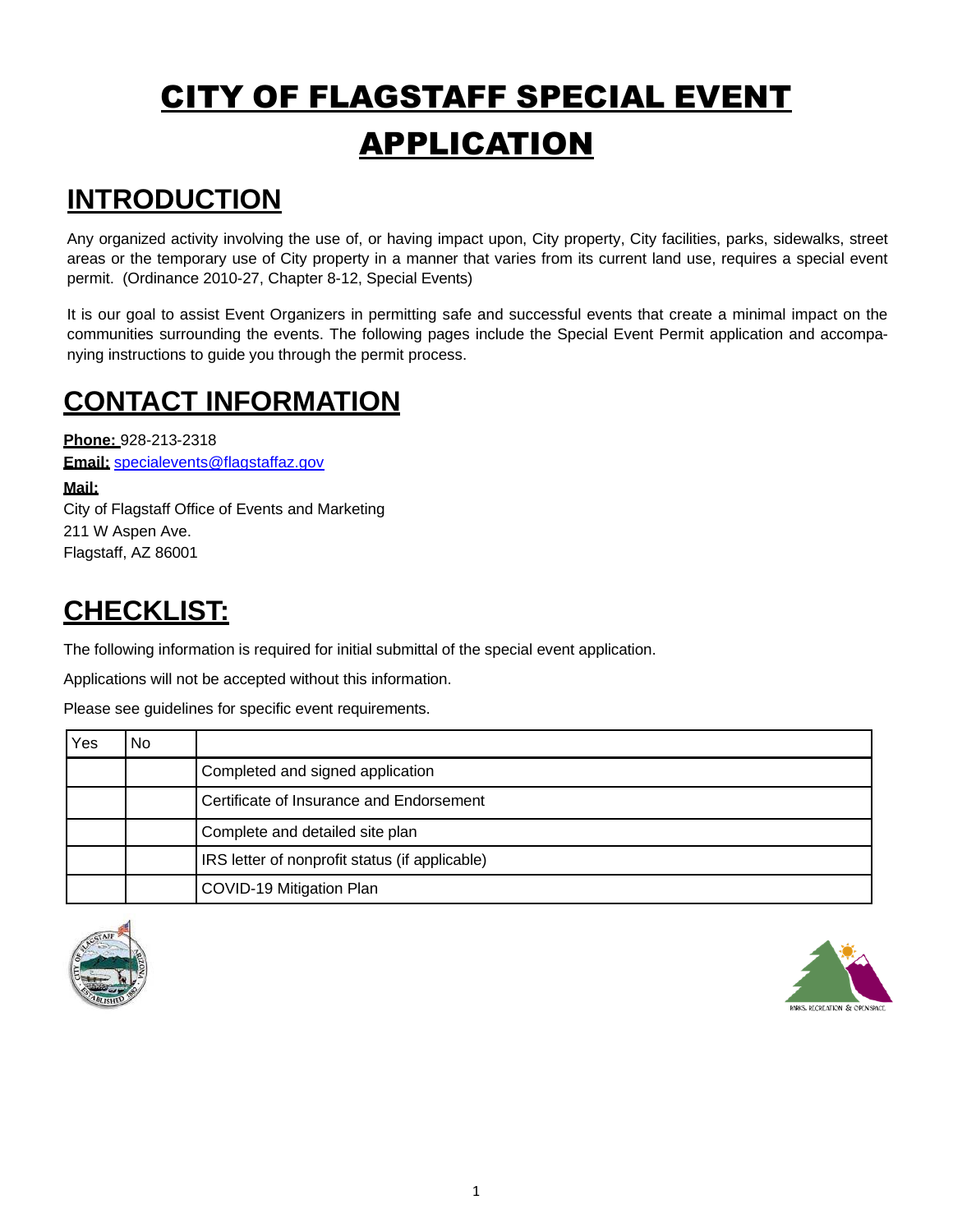# CITY OF FLAGSTAFF SPECIAL EVENT APPLICATION

## INTRODUCTION

Any organized activity involving the use of, or having impact upon, City property, City facilities, parks, sidewalks, street areas or the temporary use of City property in a manner that varies from its current land use, requires a special event permit. (Ordinance 2010-27, Chapter 8-12, Special Events)

It is our goal to assist Event Organizers in permitting safe and successful events that create a minimal impact on the communities surrounding the events. The following pages include the Special Event Permit application and accompanying instructions to guide you through the permit process.

## CONTACT INFORMATION

**Phone:** 928-213-2318

**Email:** specialevents@flagstaffaz.gov

**Mail:**

City of Flagstaff Office of Events and Marketing
211 W Aspen Ave.
Flagstaff, AZ 86001

## CHECKLIST:

The following information is required for initial submittal of the special event application.

Applications will not be accepted without this information.

Please see guidelines for specific event requirements.

| Yes | No | |
|---|---|---|
| | | Completed and signed application |
| | | Certificate of Insurance and Endorsement |
| | | Complete and detailed site plan |
| | | IRS letter of nonprofit status (if applicable) |
| | | COVID-19 Mitigation Plan |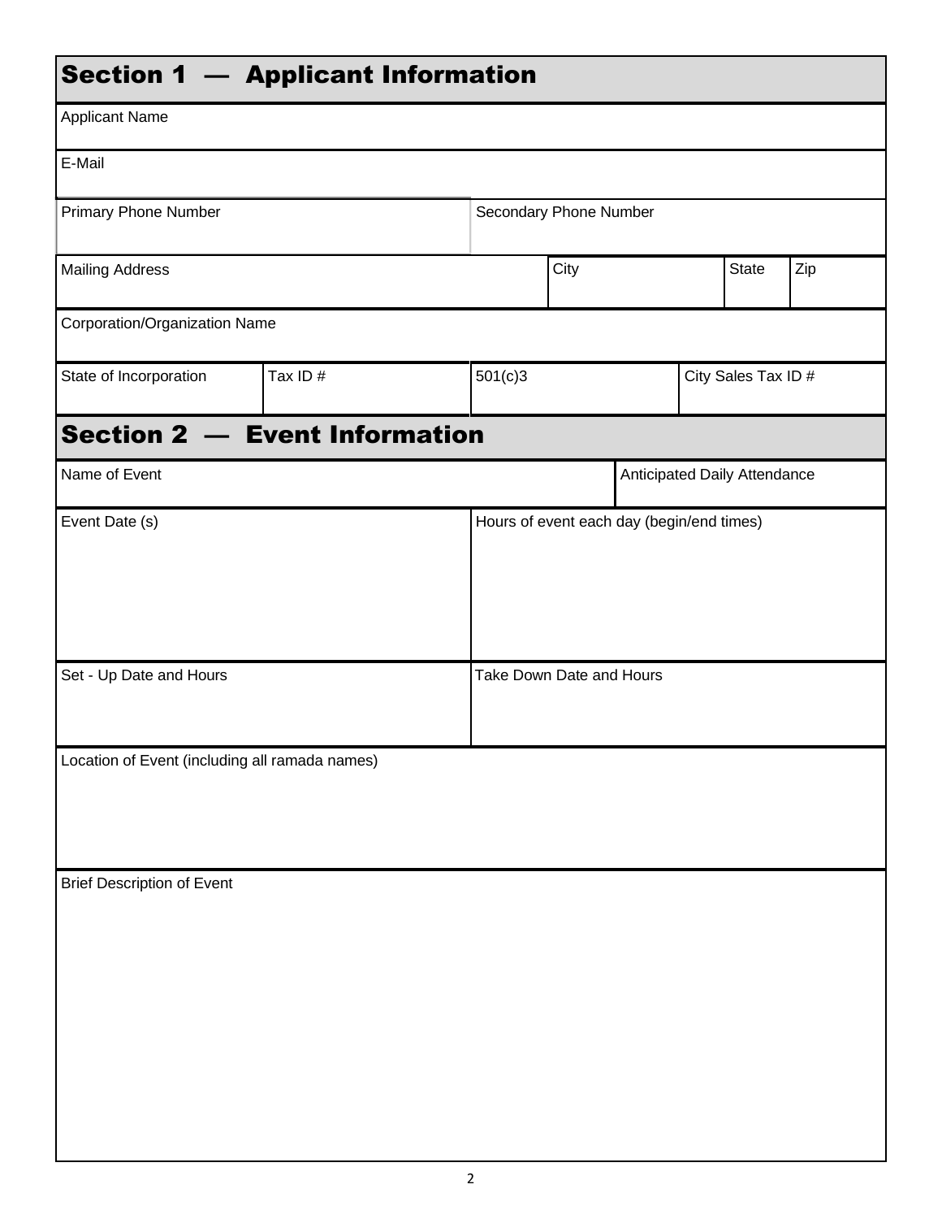## Section 1 — Applicant Information

| | | | | | | |
|---|---|---|---|---|---|---|
| Applicant Name | | | | | | |
| E-Mail | | | | | | |
| Primary Phone Number | | Secondary Phone Number | | | | |
| Mailing Address | | | City | | State | Zip |
| Corporation/Organization Name | | | | | | |
| State of Incorporation | Tax ID # | 501(c)3 | | City Sales Tax ID # | | |

## Section 2 — Event Information

| | |
|---|---|
| Name of Event | Anticipated Daily Attendance |
| Event Date (s) | Hours of event each day (begin/end times) |
| Set - Up Date and Hours | Take Down Date and Hours |
| Location of Event (including all ramada names) | |
| Brief Description of Event | |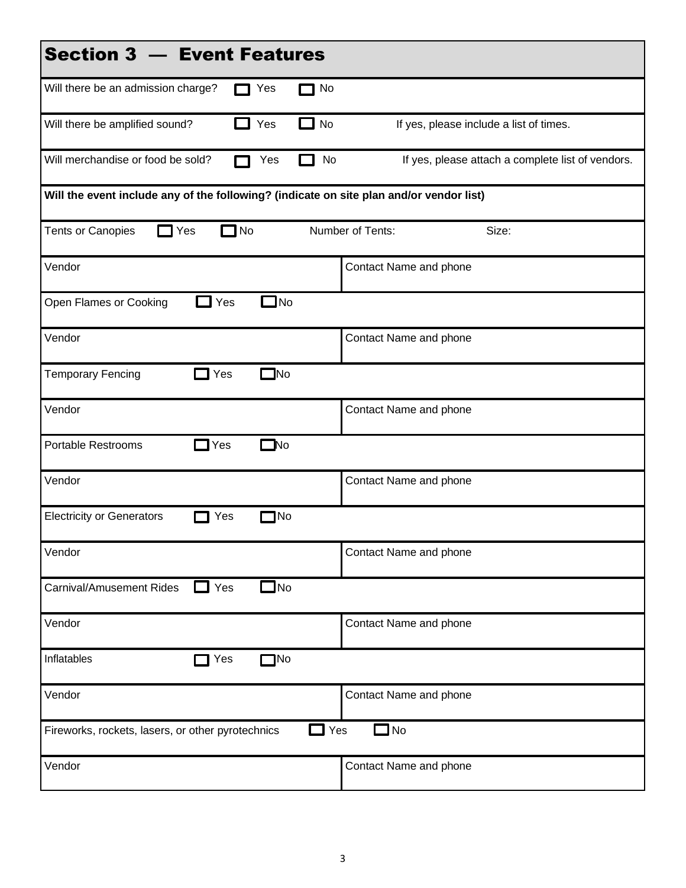## Section 3 — Event Features

Will there be an admission charge? ☐ Yes ☐ No

Will there be amplified sound? ☐ Yes ☐ No If yes, please include a list of times.

Will merchandise or food be sold? ☐ Yes ☐ No If yes, please attach a complete list of vendors.

**Will the event include any of the following? (indicate on site plan and/or vendor list)**

Tents or Canopies ☐ Yes ☐ No Number of Tents: Size:

| | |
|---|---|
| Vendor | Contact Name and phone |

Open Flames or Cooking ☐ Yes ☐ No

| | |
|---|---|
| Vendor | Contact Name and phone |

Temporary Fencing ☐ Yes ☐ No

| | |
|---|---|
| Vendor | Contact Name and phone |

Portable Restrooms ☐ Yes ☐ No

| | |
|---|---|
| Vendor | Contact Name and phone |

Electricity or Generators ☐ Yes ☐ No

| | |
|---|---|
| Vendor | Contact Name and phone |

Carnival/Amusement Rides ☐ Yes ☐ No

| | |
|---|---|
| Vendor | Contact Name and phone |

Inflatables ☐ Yes ☐ No

| | |
|---|---|
| Vendor | Contact Name and phone |

Fireworks, rockets, lasers, or other pyrotechnics ☐ Yes ☐ No

| | |
|---|---|
| Vendor | Contact Name and phone |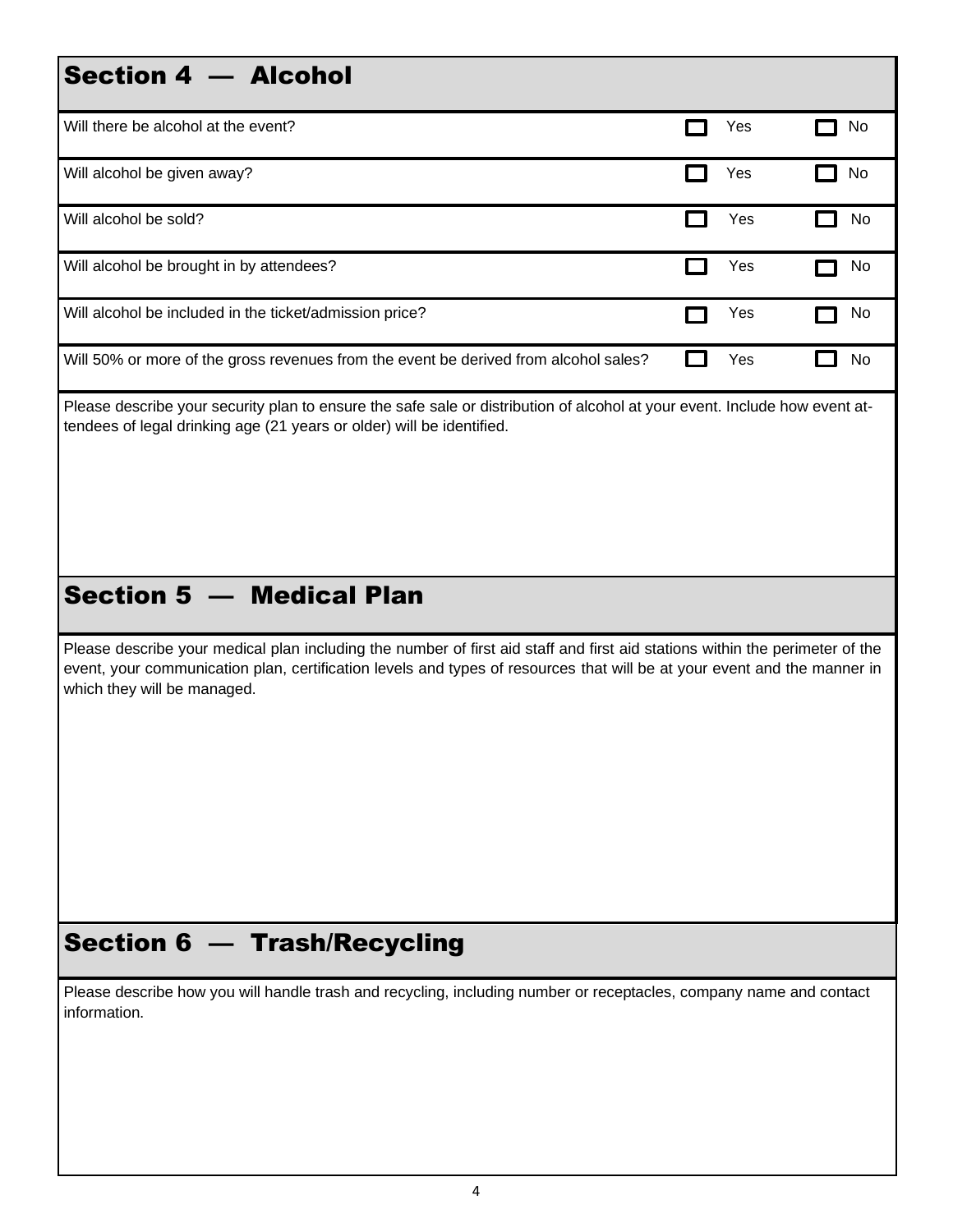## Section 4 — Alcohol

| | | |
|---|---|---|
| Will there be alcohol at the event? | ☐ Yes | ☐ No |
| Will alcohol be given away? | ☐ Yes | ☐ No |
| Will alcohol be sold? | ☐ Yes | ☐ No |
| Will alcohol be brought in by attendees? | ☐ Yes | ☐ No |
| Will alcohol be included in the ticket/admission price? | ☐ Yes | ☐ No |
| Will 50% or more of the gross revenues from the event be derived from alcohol sales? | ☐ Yes | ☐ No |

Please describe your security plan to ensure the safe sale or distribution of alcohol at your event. Include how event attendees of legal drinking age (21 years or older) will be identified.

## Section 5 — Medical Plan

Please describe your medical plan including the number of first aid staff and first aid stations within the perimeter of the event, your communication plan, certification levels and types of resources that will be at your event and the manner in which they will be managed.

## Section 6 — Trash/Recycling

Please describe how you will handle trash and recycling, including number or receptacles, company name and contact information.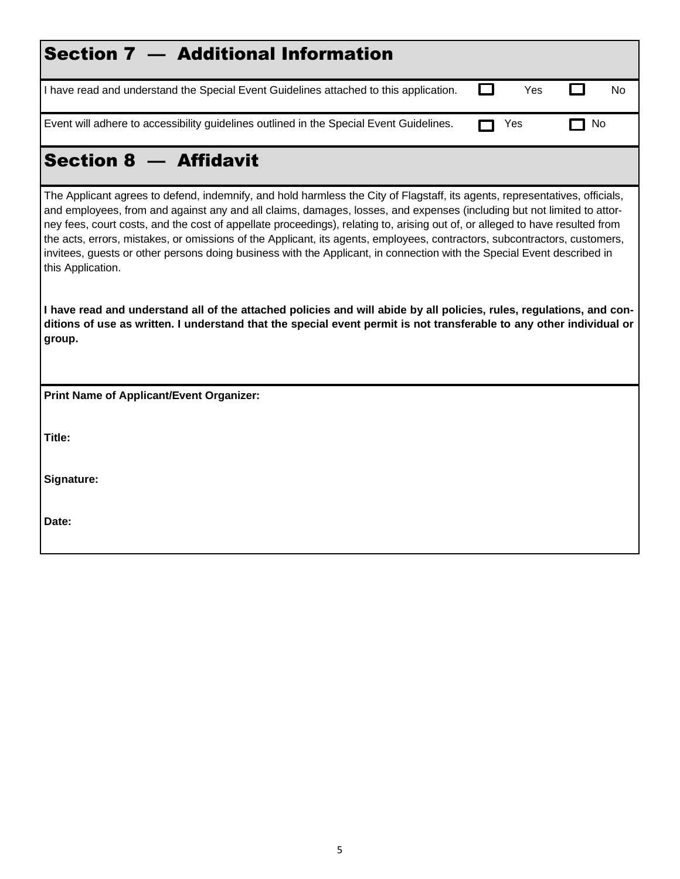## Section 7 — Additional Information

| | | |
|---|---|---|
| I have read and understand the Special Event Guidelines attached to this application. | ☐ Yes | ☐ No |
| Event will adhere to accessibility guidelines outlined in the Special Event Guidelines. | ☐ Yes | ☐ No |

## Section 8 — Affidavit

The Applicant agrees to defend, indemnify, and hold harmless the City of Flagstaff, its agents, representatives, officials, and employees, from and against any and all claims, damages, losses, and expenses (including but not limited to attorney fees, court costs, and the cost of appellate proceedings), relating to, arising out of, or alleged to have resulted from the acts, errors, mistakes, or omissions of the Applicant, its agents, employees, contractors, subcontractors, customers, invitees, guests or other persons doing business with the Applicant, in connection with the Special Event described in this Application.

**I have read and understand all of the attached policies and will abide by all policies, rules, regulations, and conditions of use as written. I understand that the special event permit is not transferable to any other individual or group.**

**Print Name of Applicant/Event Organizer:**

**Title:**

**Signature:**

**Date:**